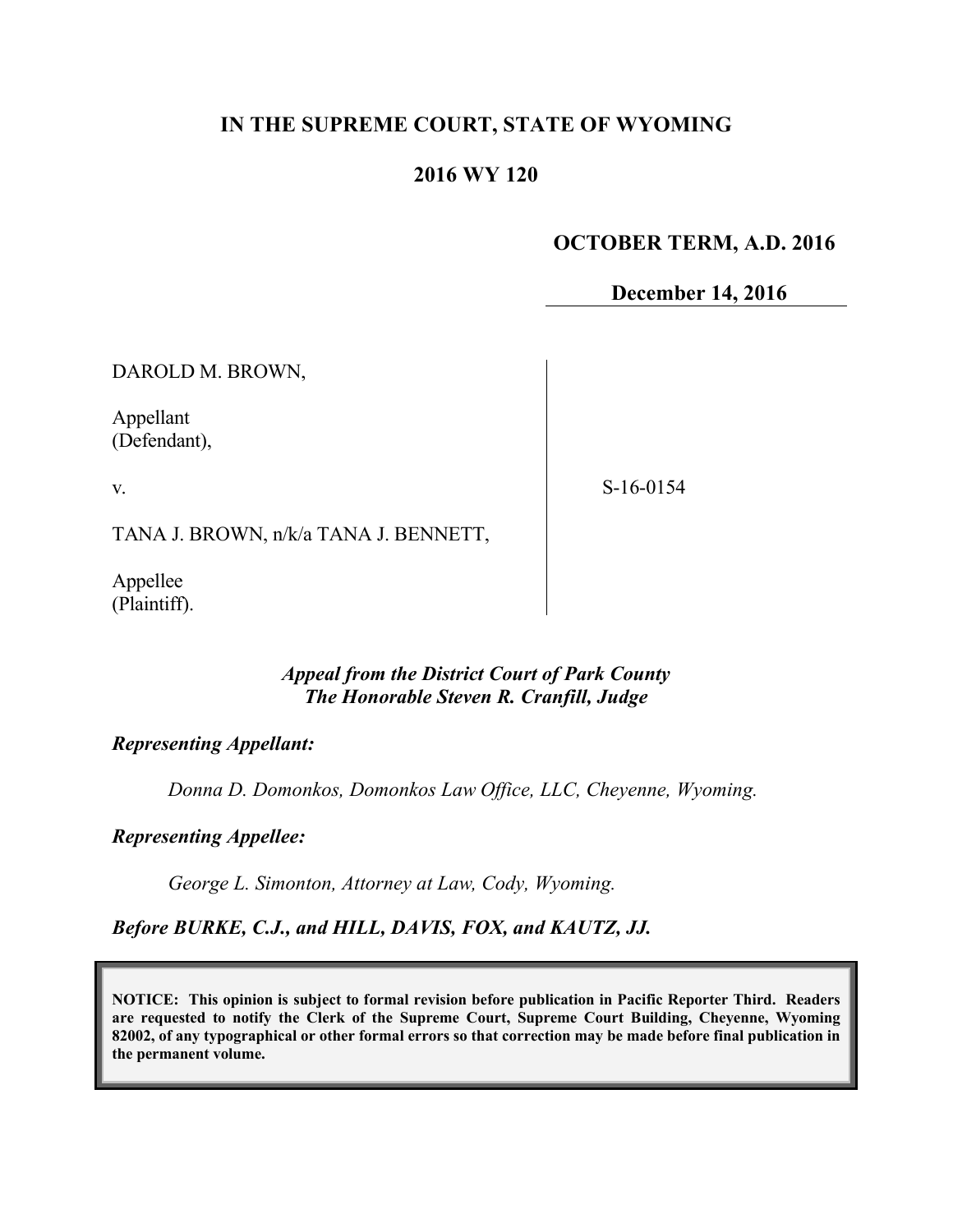# IN THE SUPREME COURT, STATE OF WYOMING

## 2016 WY 120

**OCTOBER TERM, A.D. 2016**

**December 14, 2016**

DAROLD M. BROWN,

Appellant
(Defendant),

v.

S-16-0154

TANA J. BROWN, n/k/a TANA J. BENNETT,

Appellee
(Plaintiff).

***Appeal from the District Court of Park County***
***The Honorable Steven R. Cranfill, Judge***

***Representing Appellant:***

*Donna D. Domonkos, Domonkos Law Office, LLC, Cheyenne, Wyoming.*

***Representing Appellee:***

*George L. Simonton, Attorney at Law, Cody, Wyoming.*

***Before BURKE, C.J., and HILL, DAVIS, FOX, and KAUTZ, JJ.***

**NOTICE: This opinion is subject to formal revision before publication in Pacific Reporter Third. Readers are requested to notify the Clerk of the Supreme Court, Supreme Court Building, Cheyenne, Wyoming 82002, of any typographical or other formal errors so that correction may be made before final publication in the permanent volume.**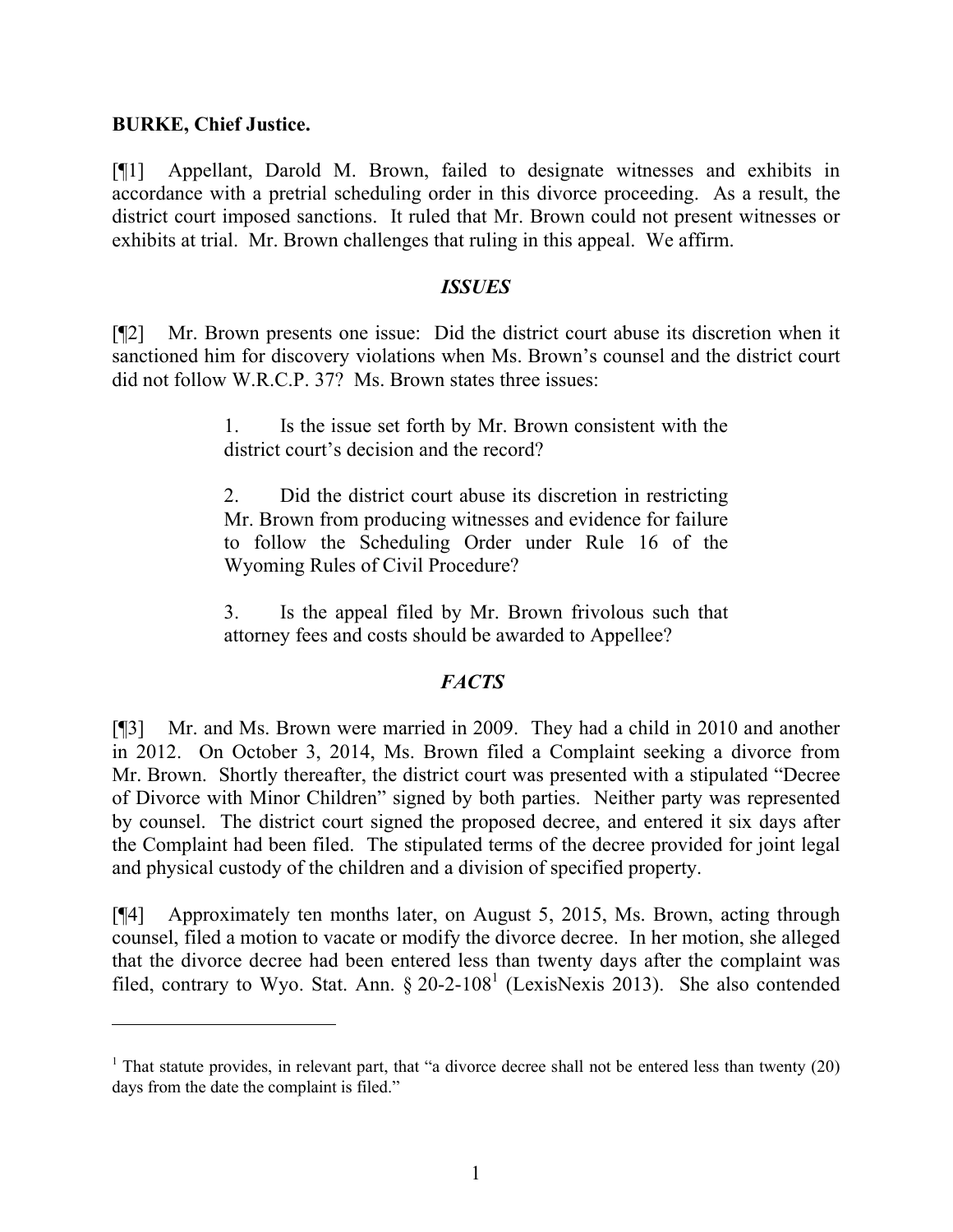**BURKE, Chief Justice.**

[¶1] Appellant, Darold M. Brown, failed to designate witnesses and exhibits in accordance with a pretrial scheduling order in this divorce proceeding. As a result, the district court imposed sanctions. It ruled that Mr. Brown could not present witnesses or exhibits at trial. Mr. Brown challenges that ruling in this appeal. We affirm.

## *ISSUES*

[¶2] Mr. Brown presents one issue: Did the district court abuse its discretion when it sanctioned him for discovery violations when Ms. Brown's counsel and the district court did not follow W.R.C.P. 37? Ms. Brown states three issues:

> 1. Is the issue set forth by Mr. Brown consistent with the district court's decision and the record?
>
> 2. Did the district court abuse its discretion in restricting Mr. Brown from producing witnesses and evidence for failure to follow the Scheduling Order under Rule 16 of the Wyoming Rules of Civil Procedure?
>
> 3. Is the appeal filed by Mr. Brown frivolous such that attorney fees and costs should be awarded to Appellee?

## *FACTS*

[¶3] Mr. and Ms. Brown were married in 2009. They had a child in 2010 and another in 2012. On October 3, 2014, Ms. Brown filed a Complaint seeking a divorce from Mr. Brown. Shortly thereafter, the district court was presented with a stipulated "Decree of Divorce with Minor Children" signed by both parties. Neither party was represented by counsel. The district court signed the proposed decree, and entered it six days after the Complaint had been filed. The stipulated terms of the decree provided for joint legal and physical custody of the children and a division of specified property.

[¶4] Approximately ten months later, on August 5, 2015, Ms. Brown, acting through counsel, filed a motion to vacate or modify the divorce decree. In her motion, she alleged that the divorce decree had been entered less than twenty days after the complaint was filed, contrary to Wyo. Stat. Ann. § 20-2-108[1] (LexisNexis 2013). She also contended

---

[1] That statute provides, in relevant part, that "a divorce decree shall not be entered less than twenty (20) days from the date the complaint is filed."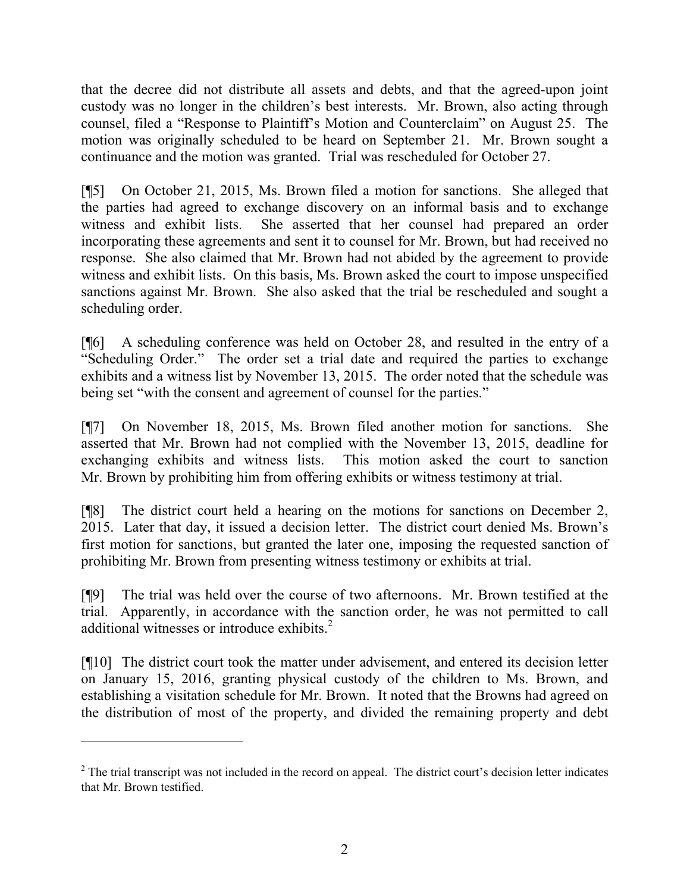that the decree did not distribute all assets and debts, and that the agreed-upon joint custody was no longer in the children's best interests. Mr. Brown, also acting through counsel, filed a "Response to Plaintiff's Motion and Counterclaim" on August 25. The motion was originally scheduled to be heard on September 21. Mr. Brown sought a continuance and the motion was granted. Trial was rescheduled for October 27.

[¶5] On October 21, 2015, Ms. Brown filed a motion for sanctions. She alleged that the parties had agreed to exchange discovery on an informal basis and to exchange witness and exhibit lists. She asserted that her counsel had prepared an order incorporating these agreements and sent it to counsel for Mr. Brown, but had received no response. She also claimed that Mr. Brown had not abided by the agreement to provide witness and exhibit lists. On this basis, Ms. Brown asked the court to impose unspecified sanctions against Mr. Brown. She also asked that the trial be rescheduled and sought a scheduling order.

[¶6] A scheduling conference was held on October 28, and resulted in the entry of a "Scheduling Order." The order set a trial date and required the parties to exchange exhibits and a witness list by November 13, 2015. The order noted that the schedule was being set "with the consent and agreement of counsel for the parties."

[¶7] On November 18, 2015, Ms. Brown filed another motion for sanctions. She asserted that Mr. Brown had not complied with the November 13, 2015, deadline for exchanging exhibits and witness lists. This motion asked the court to sanction Mr. Brown by prohibiting him from offering exhibits or witness testimony at trial.

[¶8] The district court held a hearing on the motions for sanctions on December 2, 2015. Later that day, it issued a decision letter. The district court denied Ms. Brown's first motion for sanctions, but granted the later one, imposing the requested sanction of prohibiting Mr. Brown from presenting witness testimony or exhibits at trial.

[¶9] The trial was held over the course of two afternoons. Mr. Brown testified at the trial. Apparently, in accordance with the sanction order, he was not permitted to call additional witnesses or introduce exhibits.[2]

[¶10] The district court took the matter under advisement, and entered its decision letter on January 15, 2016, granting physical custody of the children to Ms. Brown, and establishing a visitation schedule for Mr. Brown. It noted that the Browns had agreed on the distribution of most of the property, and divided the remaining property and debt

---

[2] The trial transcript was not included in the record on appeal. The district court's decision letter indicates that Mr. Brown testified.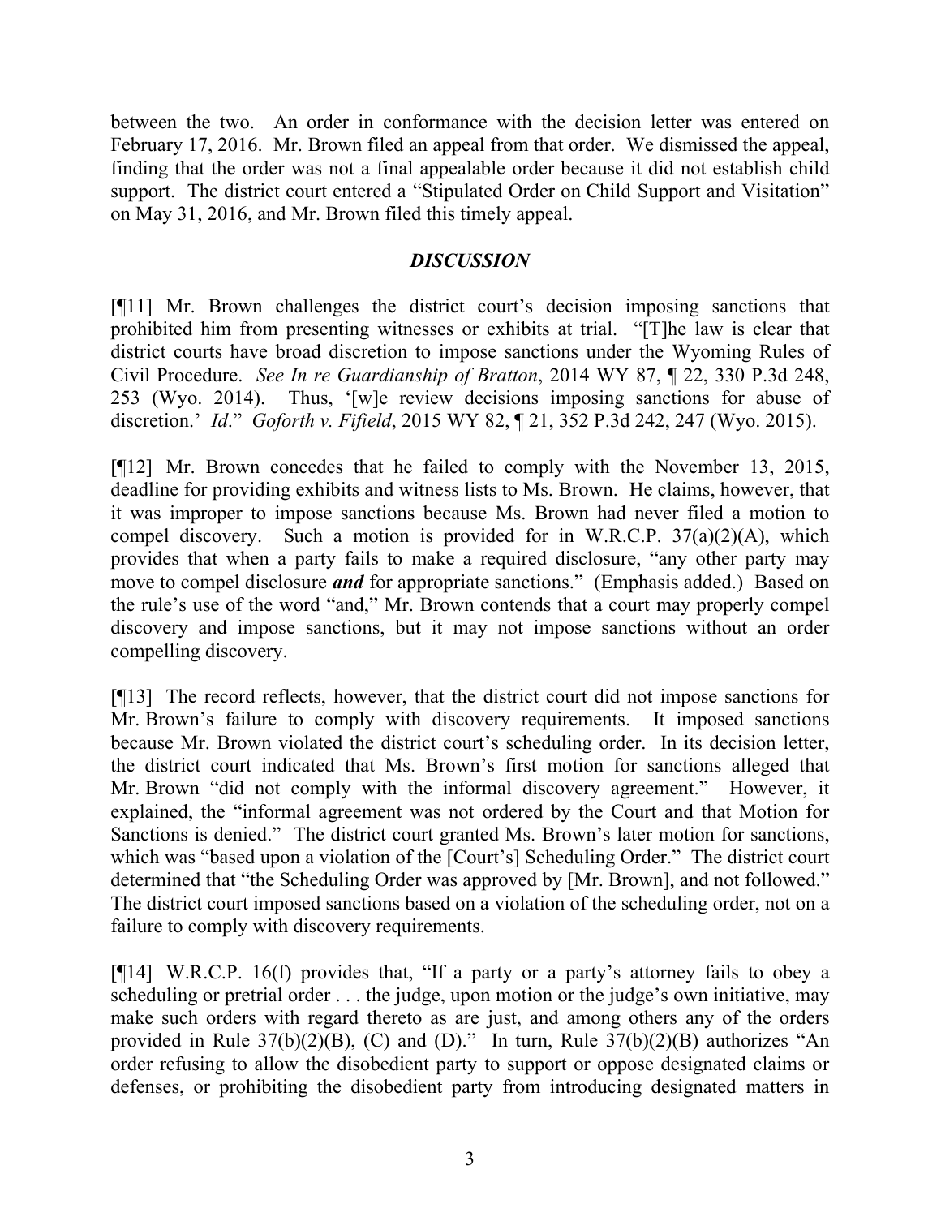between the two. An order in conformance with the decision letter was entered on February 17, 2016. Mr. Brown filed an appeal from that order. We dismissed the appeal, finding that the order was not a final appealable order because it did not establish child support. The district court entered a "Stipulated Order on Child Support and Visitation" on May 31, 2016, and Mr. Brown filed this timely appeal.

## *DISCUSSION*

[¶11] Mr. Brown challenges the district court's decision imposing sanctions that prohibited him from presenting witnesses or exhibits at trial. "[T]he law is clear that district courts have broad discretion to impose sanctions under the Wyoming Rules of Civil Procedure. *See In re Guardianship of Bratton*, 2014 WY 87, ¶ 22, 330 P.3d 248, 253 (Wyo. 2014). Thus, '[w]e review decisions imposing sanctions for abuse of discretion.' *Id*." *Goforth v. Fifield*, 2015 WY 82, ¶ 21, 352 P.3d 242, 247 (Wyo. 2015).

[¶12] Mr. Brown concedes that he failed to comply with the November 13, 2015, deadline for providing exhibits and witness lists to Ms. Brown. He claims, however, that it was improper to impose sanctions because Ms. Brown had never filed a motion to compel discovery. Such a motion is provided for in W.R.C.P. 37(a)(2)(A), which provides that when a party fails to make a required disclosure, "any other party may move to compel disclosure ***and*** for appropriate sanctions." (Emphasis added.) Based on the rule's use of the word "and," Mr. Brown contends that a court may properly compel discovery and impose sanctions, but it may not impose sanctions without an order compelling discovery.

[¶13] The record reflects, however, that the district court did not impose sanctions for Mr. Brown's failure to comply with discovery requirements. It imposed sanctions because Mr. Brown violated the district court's scheduling order. In its decision letter, the district court indicated that Ms. Brown's first motion for sanctions alleged that Mr. Brown "did not comply with the informal discovery agreement." However, it explained, the "informal agreement was not ordered by the Court and that Motion for Sanctions is denied." The district court granted Ms. Brown's later motion for sanctions, which was "based upon a violation of the [Court's] Scheduling Order." The district court determined that "the Scheduling Order was approved by [Mr. Brown], and not followed." The district court imposed sanctions based on a violation of the scheduling order, not on a failure to comply with discovery requirements.

[¶14] W.R.C.P. 16(f) provides that, "If a party or a party's attorney fails to obey a scheduling or pretrial order . . . the judge, upon motion or the judge's own initiative, may make such orders with regard thereto as are just, and among others any of the orders provided in Rule 37(b)(2)(B), (C) and (D)." In turn, Rule 37(b)(2)(B) authorizes "An order refusing to allow the disobedient party to support or oppose designated claims or defenses, or prohibiting the disobedient party from introducing designated matters in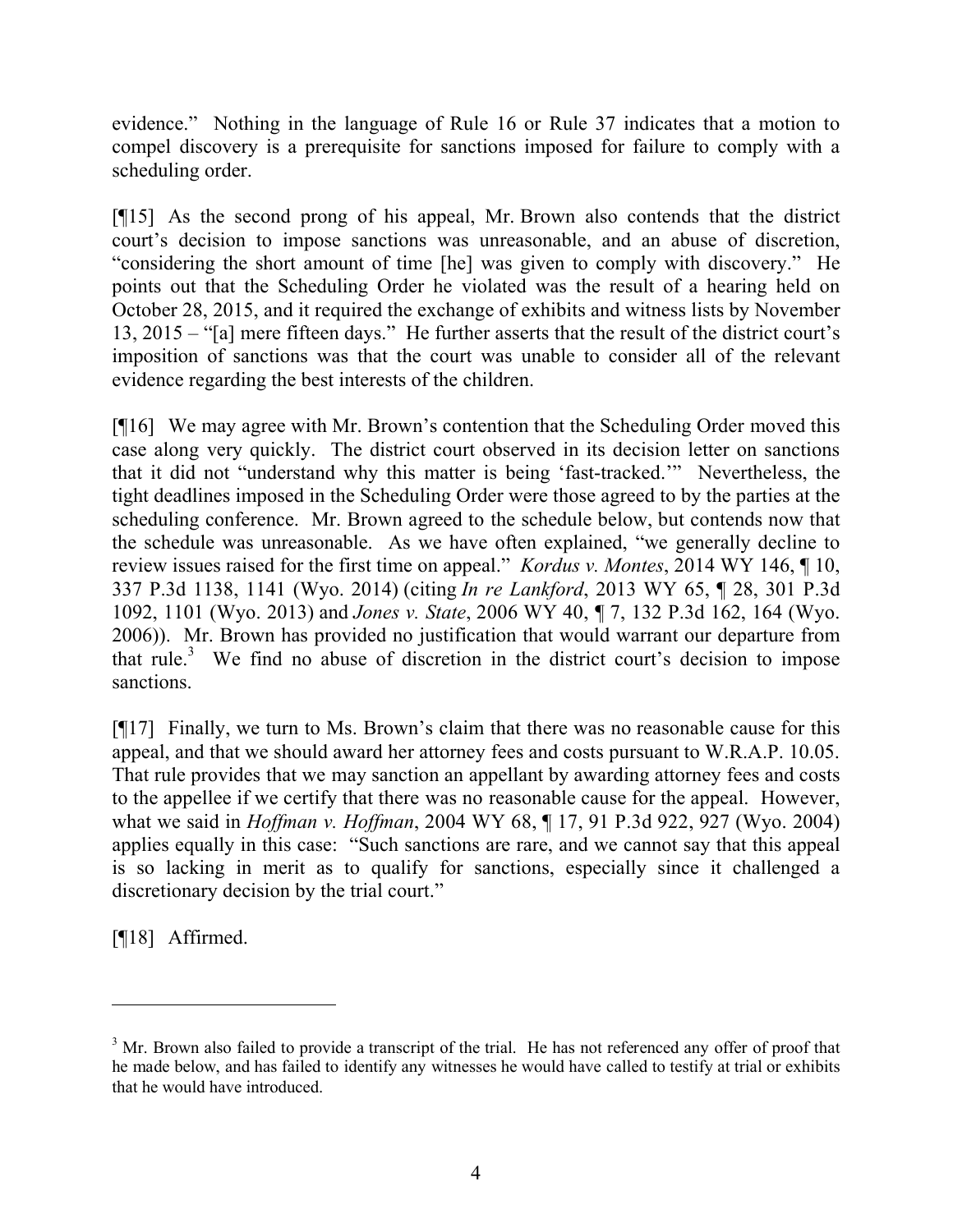evidence." Nothing in the language of Rule 16 or Rule 37 indicates that a motion to compel discovery is a prerequisite for sanctions imposed for failure to comply with a scheduling order.

[¶15] As the second prong of his appeal, Mr. Brown also contends that the district court's decision to impose sanctions was unreasonable, and an abuse of discretion, "considering the short amount of time [he] was given to comply with discovery." He points out that the Scheduling Order he violated was the result of a hearing held on October 28, 2015, and it required the exchange of exhibits and witness lists by November 13, 2015 – "[a] mere fifteen days." He further asserts that the result of the district court's imposition of sanctions was that the court was unable to consider all of the relevant evidence regarding the best interests of the children.

[¶16] We may agree with Mr. Brown's contention that the Scheduling Order moved this case along very quickly. The district court observed in its decision letter on sanctions that it did not "understand why this matter is being 'fast-tracked.'" Nevertheless, the tight deadlines imposed in the Scheduling Order were those agreed to by the parties at the scheduling conference. Mr. Brown agreed to the schedule below, but contends now that the schedule was unreasonable. As we have often explained, "we generally decline to review issues raised for the first time on appeal." *Kordus v. Montes*, 2014 WY 146, ¶ 10, 337 P.3d 1138, 1141 (Wyo. 2014) (citing *In re Lankford*, 2013 WY 65, ¶ 28, 301 P.3d 1092, 1101 (Wyo. 2013) and *Jones v. State*, 2006 WY 40, ¶ 7, 132 P.3d 162, 164 (Wyo. 2006)). Mr. Brown has provided no justification that would warrant our departure from that rule.[3] We find no abuse of discretion in the district court's decision to impose sanctions.

[¶17] Finally, we turn to Ms. Brown's claim that there was no reasonable cause for this appeal, and that we should award her attorney fees and costs pursuant to W.R.A.P. 10.05. That rule provides that we may sanction an appellant by awarding attorney fees and costs to the appellee if we certify that there was no reasonable cause for the appeal. However, what we said in *Hoffman v. Hoffman*, 2004 WY 68, ¶ 17, 91 P.3d 922, 927 (Wyo. 2004) applies equally in this case: "Such sanctions are rare, and we cannot say that this appeal is so lacking in merit as to qualify for sanctions, especially since it challenged a discretionary decision by the trial court."

[¶18] Affirmed.

---

[3] Mr. Brown also failed to provide a transcript of the trial. He has not referenced any offer of proof that he made below, and has failed to identify any witnesses he would have called to testify at trial or exhibits that he would have introduced.